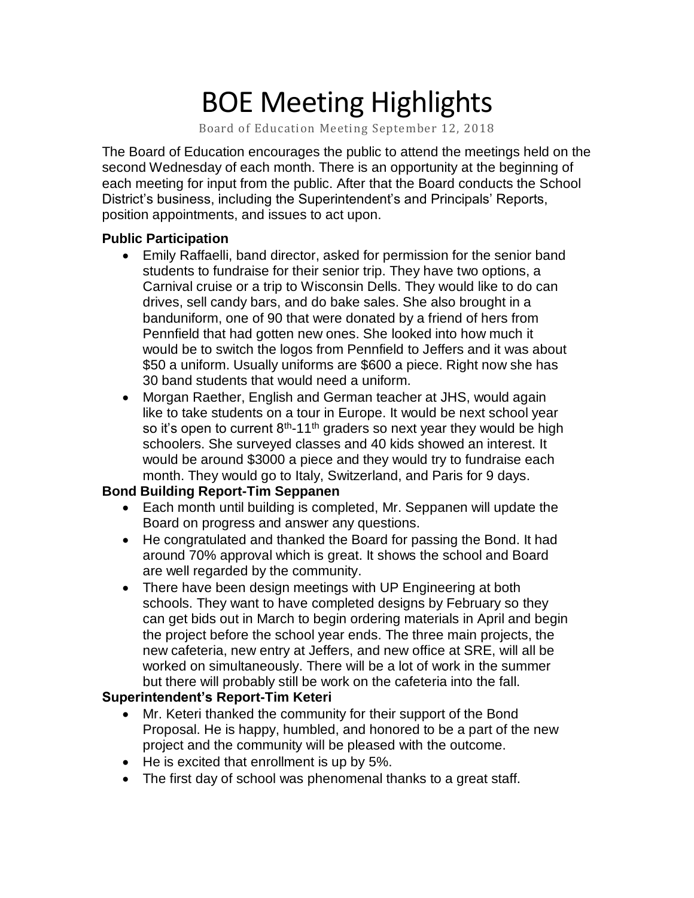# BOE Meeting Highlights

Board of Education Meeting September 12, 2018

The Board of Education encourages the public to attend the meetings held on the second Wednesday of each month. There is an opportunity at the beginning of each meeting for input from the public. After that the Board conducts the School District's business, including the Superintendent's and Principals' Reports, position appointments, and issues to act upon.

**Public Participation**

- Emily Raffaelli, band director, asked for permission for the senior band students to fundraise for their senior trip. They have two options, a Carnival cruise or a trip to Wisconsin Dells. They would like to do can drives, sell candy bars, and do bake sales. She also brought in a banduniform, one of 90 that were donated by a friend of hers from Pennfield that had gotten new ones. She looked into how much it would be to switch the logos from Pennfield to Jeffers and it was about \$50 a uniform. Usually uniforms are \$600 a piece. Right now she has 30 band students that would need a uniform.
- Morgan Raether, English and German teacher at JHS, would again like to take students on a tour in Europe. It would be next school year so it's open to current 8th-11th graders so next year they would be high schoolers. She surveyed classes and 40 kids showed an interest. It would be around \$3000 a piece and they would try to fundraise each month. They would go to Italy, Switzerland, and Paris for 9 days.

**Bond Building Report-Tim Seppanen**

- Each month until building is completed, Mr. Seppanen will update the Board on progress and answer any questions.
- He congratulated and thanked the Board for passing the Bond. It had around 70% approval which is great. It shows the school and Board are well regarded by the community.
- There have been design meetings with UP Engineering at both schools. They want to have completed designs by February so they can get bids out in March to begin ordering materials in April and begin the project before the school year ends. The three main projects, the new cafeteria, new entry at Jeffers, and new office at SRE, will all be worked on simultaneously. There will be a lot of work in the summer but there will probably still be work on the cafeteria into the fall.

**Superintendent's Report-Tim Keteri**

- Mr. Keteri thanked the community for their support of the Bond Proposal. He is happy, humbled, and honored to be a part of the new project and the community will be pleased with the outcome.
- He is excited that enrollment is up by 5%.
- The first day of school was phenomenal thanks to a great staff.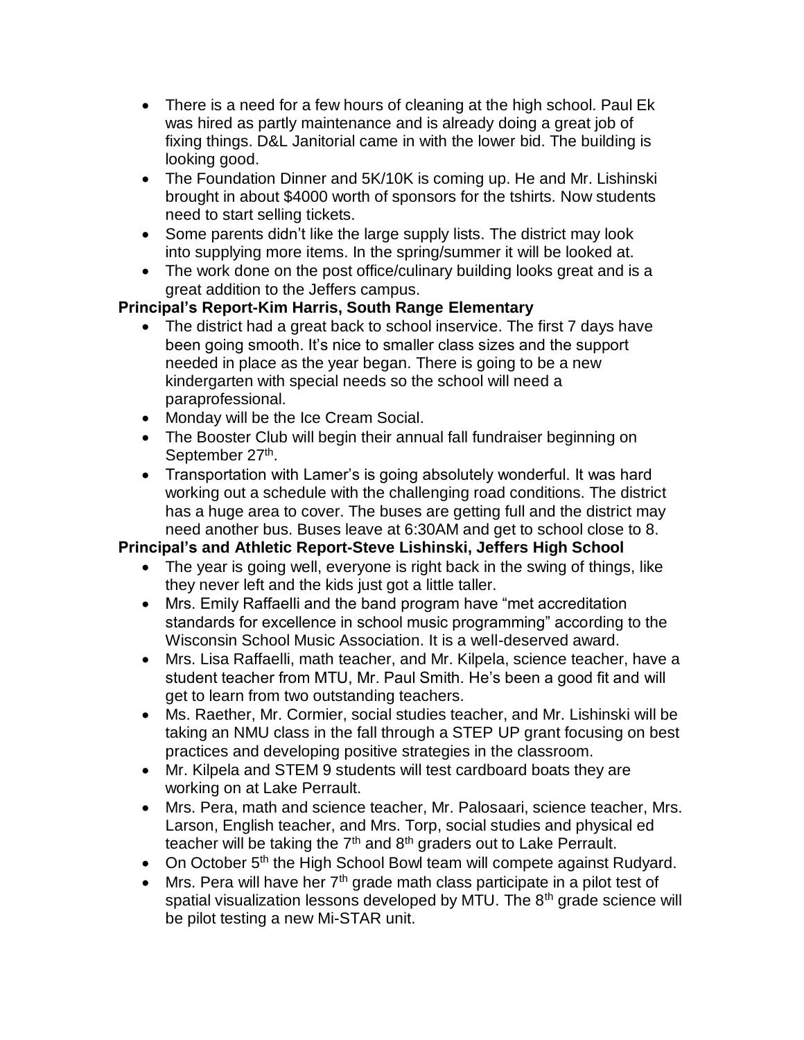- There is a need for a few hours of cleaning at the high school. Paul Ek was hired as partly maintenance and is already doing a great job of fixing things. D&L Janitorial came in with the lower bid. The building is looking good.
- The Foundation Dinner and 5K/10K is coming up. He and Mr. Lishinski brought in about $4000 worth of sponsors for the tshirts. Now students need to start selling tickets.
- Some parents didn't like the large supply lists. The district may look into supplying more items. In the spring/summer it will be looked at.
- The work done on the post office/culinary building looks great and is a great addition to the Jeffers campus.

**Principal's Report-Kim Harris, South Range Elementary**

- The district had a great back to school inservice. The first 7 days have been going smooth. It's nice to smaller class sizes and the support needed in place as the year began. There is going to be a new kindergarten with special needs so the school will need a paraprofessional.
- Monday will be the Ice Cream Social.
- The Booster Club will begin their annual fall fundraiser beginning on September 27th.
- Transportation with Lamer's is going absolutely wonderful. It was hard working out a schedule with the challenging road conditions. The district has a huge area to cover. The buses are getting full and the district may need another bus. Buses leave at 6:30AM and get to school close to 8.

**Principal's and Athletic Report-Steve Lishinski, Jeffers High School**

- The year is going well, everyone is right back in the swing of things, like they never left and the kids just got a little taller.
- Mrs. Emily Raffaelli and the band program have "met accreditation standards for excellence in school music programming" according to the Wisconsin School Music Association. It is a well-deserved award.
- Mrs. Lisa Raffaelli, math teacher, and Mr. Kilpela, science teacher, have a student teacher from MTU, Mr. Paul Smith. He's been a good fit and will get to learn from two outstanding teachers.
- Ms. Raether, Mr. Cormier, social studies teacher, and Mr. Lishinski will be taking an NMU class in the fall through a STEP UP grant focusing on best practices and developing positive strategies in the classroom.
- Mr. Kilpela and STEM 9 students will test cardboard boats they are working on at Lake Perrault.
- Mrs. Pera, math and science teacher, Mr. Palosaari, science teacher, Mrs. Larson, English teacher, and Mrs. Torp, social studies and physical ed teacher will be taking the 7th and 8th graders out to Lake Perrault.
- On October 5th the High School Bowl team will compete against Rudyard.
- Mrs. Pera will have her 7th grade math class participate in a pilot test of spatial visualization lessons developed by MTU. The 8th grade science will be pilot testing a new Mi-STAR unit.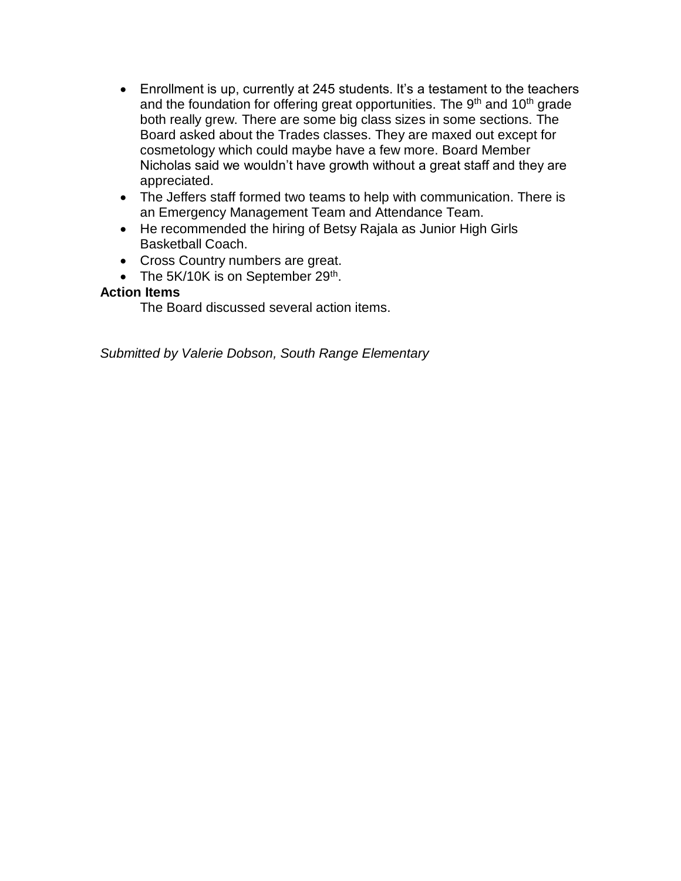- Enrollment is up, currently at 245 students. It's a testament to the teachers and the foundation for offering great opportunities. The 9th and 10th grade both really grew. There are some big class sizes in some sections. The Board asked about the Trades classes. They are maxed out except for cosmetology which could maybe have a few more. Board Member Nicholas said we wouldn't have growth without a great staff and they are appreciated.
- The Jeffers staff formed two teams to help with communication. There is an Emergency Management Team and Attendance Team.
- He recommended the hiring of Betsy Rajala as Junior High Girls Basketball Coach.
- Cross Country numbers are great.
- The 5K/10K is on September 29th.

**Action Items**

The Board discussed several action items.

*Submitted by Valerie Dobson, South Range Elementary*